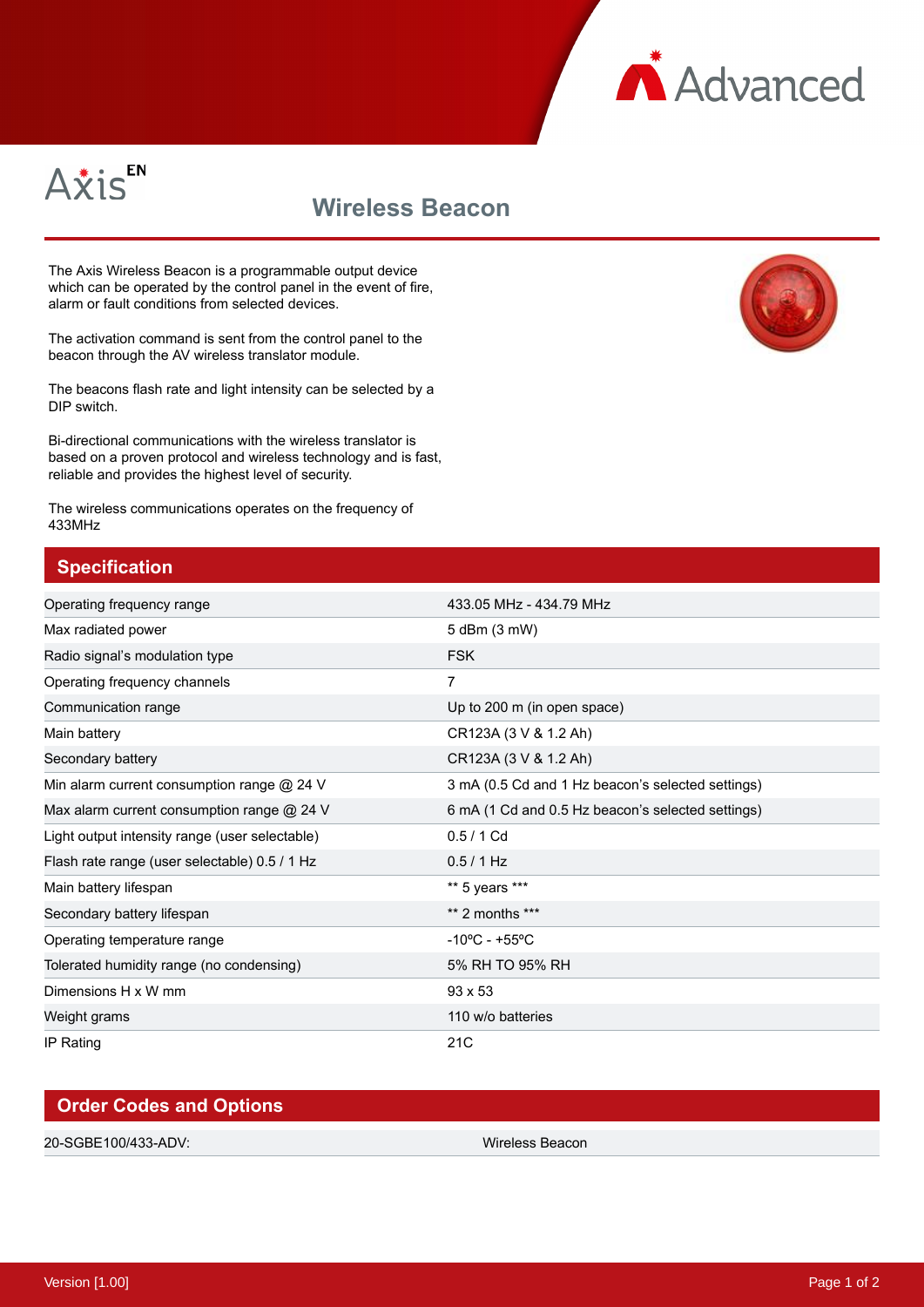Axis EN

# Wireless Beacon

The Axis Wireless Beacon is a programmable output device which can be operated by the control panel in the event of fire, alarm or fault conditions from selected devices.

The activation command is sent from the control panel to the beacon through the AV wireless translator module.

The beacons flash rate and light intensity can be selected by a DIP switch.

Bi-directional communications with the wireless translator is based on a proven protocol and wireless technology and is fast, reliable and provides the highest level of security.

The wireless communications operates on the frequency of 433MHz

## Specification

| | |
|---|---|
| Operating frequency range | 433.05 MHz - 434.79 MHz |
| Max radiated power | 5 dBm (3 mW) |
| Radio signal's modulation type | FSK |
| Operating frequency channels | 7 |
| Communication range | Up to 200 m (in open space) |
| Main battery | CR123A (3 V & 1.2 Ah) |
| Secondary battery | CR123A (3 V & 1.2 Ah) |
| Min alarm current consumption range @ 24 V | 3 mA (0.5 Cd and 1 Hz beacon's selected settings) |
| Max alarm current consumption range @ 24 V | 6 mA (1 Cd and 0.5 Hz beacon's selected settings) |
| Light output intensity range (user selectable) | 0.5 / 1 Cd |
| Flash rate range (user selectable) 0.5 / 1 Hz | 0.5 / 1 Hz |
| Main battery lifespan | ** 5 years *** |
| Secondary battery lifespan | ** 2 months *** |
| Operating temperature range | -10ºC - +55ºC |
| Tolerated humidity range (no condensing) | 5% RH TO 95% RH |
| Dimensions H x W mm | 93 x 53 |
| Weight grams | 110 w/o batteries |
| IP Rating | 21C |

## Order Codes and Options

| | |
|---|---|
| 20-SGBE100/433-ADV: | Wireless Beacon |

Version [1.00]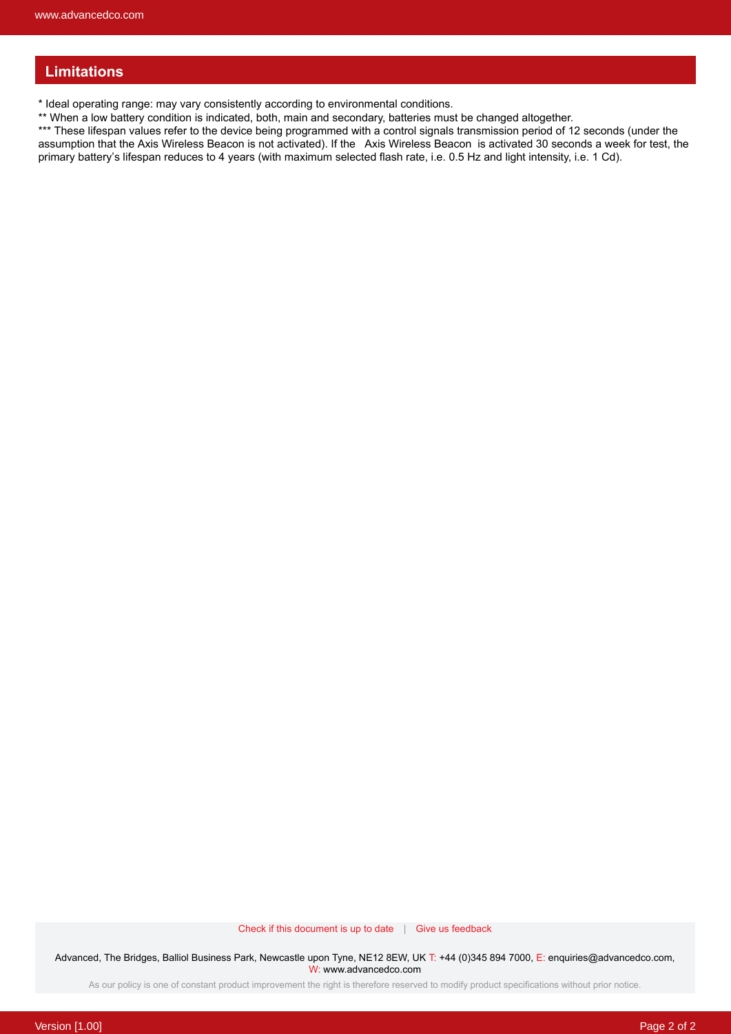## Limitations

* Ideal operating range: may vary consistently according to environmental conditions.
** When a low battery condition is indicated, both, main and secondary, batteries must be changed altogether.
*** These lifespan values refer to the device being programmed with a control signals transmission period of 12 seconds (under the assumption that the Axis Wireless Beacon is not activated). If the Axis Wireless Beacon is activated 30 seconds a week for test, the primary battery's lifespan reduces to 4 years (with maximum selected flash rate, i.e. 0.5 Hz and light intensity, i.e. 1 Cd).

Check if this document is up to date | Give us feedback

Advanced, The Bridges, Balliol Business Park, Newcastle upon Tyne, NE12 8EW, UK T: +44 (0)345 894 7000, E: enquiries@advancedco.com, W: www.advancedco.com

As our policy is one of constant product improvement the right is therefore reserved to modify product specifications without prior notice.